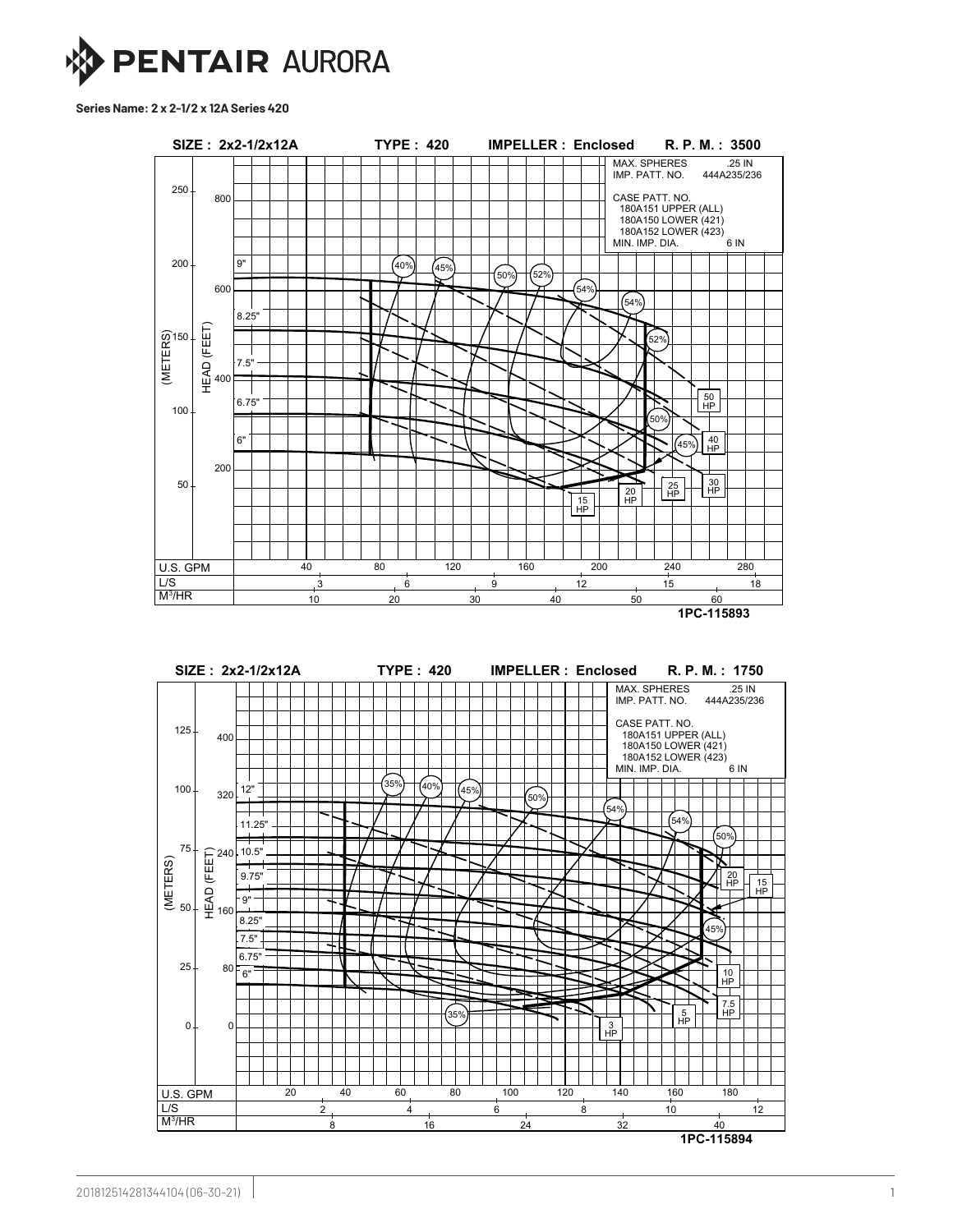# PENTAIR AURORA

**Series Name: 2 x 2-1/2 x 12A Series 420**

**SIZE : 2x2-1/2x12A TYPE : 420 IMPELLER : Enclosed R. P. M. : 3500**

MAX. SPHERES .25 IN
IMP. PATT. NO. 444A235/236

CASE PATT. NO.
180A151 UPPER (ALL)
180A150 LOWER (421)
180A152 LOWER (423)
MIN. IMP. DIA. 6 IN

Impeller diameters: 9", 8.25", 7.5", 6.75", 6"

Efficiencies: 40%, 45%, 50%, 52%, 54%, 54%, 52%, 50%, 45%

Horsepower: 15 HP, 20 HP, 25 HP, 30 HP, 40 HP, 50 HP

(METERS): 50, 100, 150, 200, 250
HEAD (FEET): 200, 400, 600, 800

U.S. GPM: 40, 80, 120, 160, 200, 240, 280
L/S: 3, 6, 9, 12, 15, 18
$M^3$/HR: 10, 20, 30, 40, 50, 60

**1PC-115893**

**SIZE : 2x2-1/2x12A TYPE : 420 IMPELLER : Enclosed R. P. M. : 1750**

MAX. SPHERES .25 IN
IMP. PATT. NO. 444A235/236

CASE PATT. NO.
180A151 UPPER (ALL)
180A150 LOWER (421)
180A152 LOWER (423)
MIN. IMP. DIA. 6 IN

Impeller diameters: 12", 11.25", 10.5", 9.75", 9", 8.25", 7.5", 6.75", 6"

Efficiencies: 35%, 40%, 45%, 50%, 54%, 54%, 50%, 45%, 35%

Horsepower: 3 HP, 5 HP, 7.5 HP, 10 HP, 15 HP, 20 HP

(METERS): 0, 25, 50, 75, 100, 125
HEAD (FEET): 0, 80, 160, 240, 320, 400

U.S. GPM: 20, 40, 60, 80, 100, 120, 140, 160, 180
L/S: 2, 4, 6, 8, 10, 12
$M^3$/HR: 8, 16, 24, 32, 40

**1PC-115894**

20181251428134410​4 (06-30-21)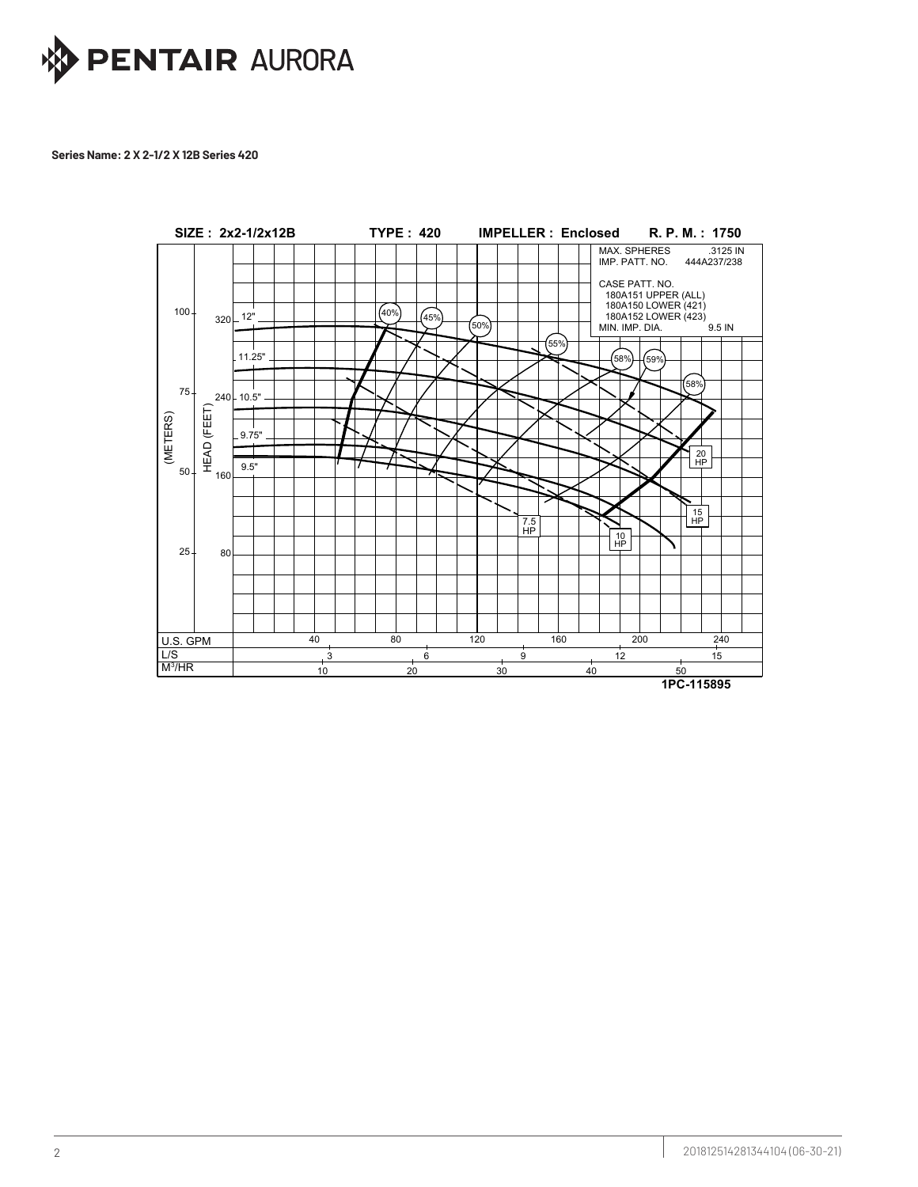**Series Name: 2 X 2-1/2 X 12B Series 420**

SIZE : 2x2-1/2x12B TYPE : 420 IMPELLER : Enclosed R. P. M. : 1750

MAX. SPHERES .3125 IN
IMP. PATT. NO. 444A237/238

CASE PATT. NO.
180A151 UPPER (ALL)
180A150 LOWER (421)
180A152 LOWER (423)
MIN. IMP. DIA. 9.5 IN

1PC-115895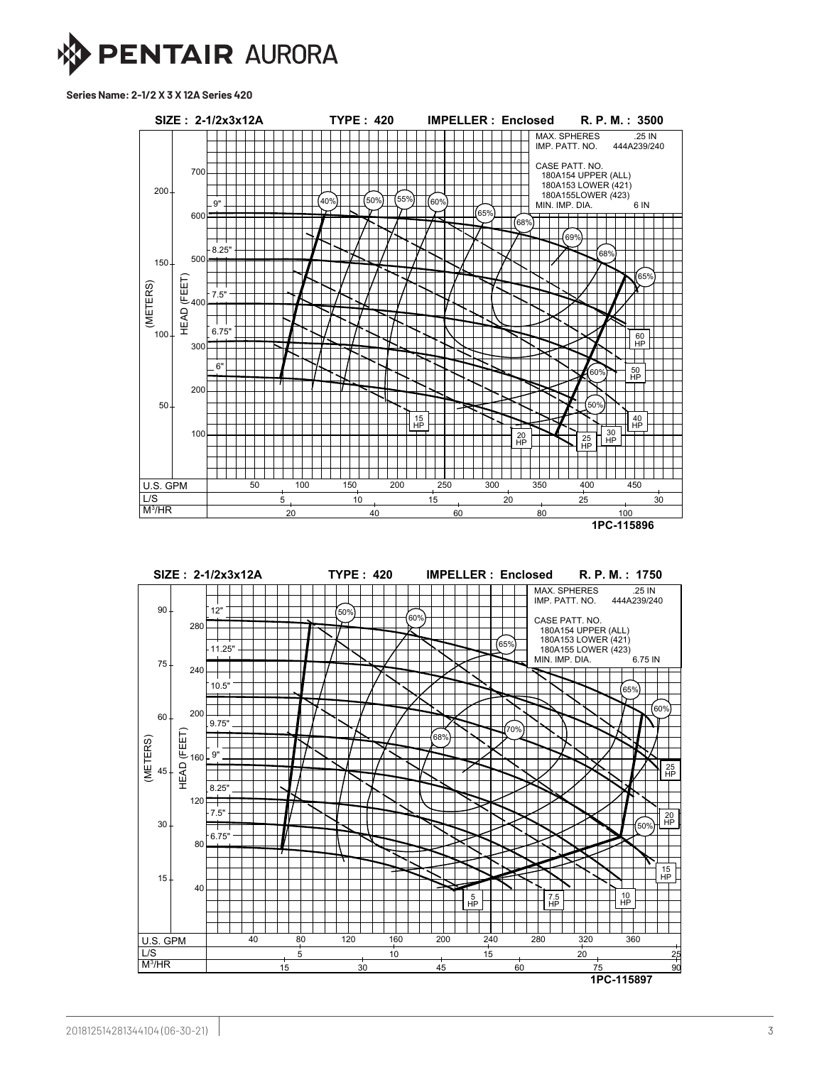**Series Name: 2-1/2 X 3 X 12A Series 420**

**SIZE : 2-1/2x3x12A TYPE : 420 IMPELLER : Enclosed R. P. M. : 3500**

MAX. SPHERES .25 IN
IMP. PATT. NO. 444A239/240

CASE PATT. NO.
180A154 UPPER (ALL)
180A153 LOWER (421)
180A155LOWER (423)
MIN. IMP. DIA. 6 IN

9"
8.25"
7.5"
6.75"
6"

40% 50% 55% 60% 65% 68% 69% 68% 65% 60% 50%

15 HP 20 HP 25 HP 30 HP 40 HP 50 HP 60 HP

HEAD (FEET): 100, 200, 300, 400, 500, 600, 700
(METERS): 50, 100, 150, 200

U.S. GPM: 50, 100, 150, 200, 250, 300, 350, 400, 450
L/S: 5, 10, 15, 20, 25, 30
$M^3$/HR: 20, 40, 60, 80, 100

**1PC-115896**

**SIZE : 2-1/2x3x12A TYPE : 420 IMPELLER : Enclosed R. P. M. : 1750**

MAX. SPHERES .25 IN
IMP. PATT. NO. 444A239/240

CASE PATT. NO.
180A154 UPPER (ALL)
180A153 LOWER (421)
180A155 LOWER (423)
MIN. IMP. DIA. 6.75 IN

12"
11.25"
10.5"
9.75"
9"
8.25"
7.5"
6.75"

50% 60% 65% 68% 70% 65% 60% 50%

5 HP 7.5 HP 10 HP 15 HP 20 HP 25 HP

HEAD (FEET): 40, 80, 120, 160, 200, 240, 280
(METERS): 15, 30, 45, 60, 75, 90

U.S. GPM: 40, 80, 120, 160, 200, 240, 280, 320, 360
L/S: 5, 10, 15, 20, 25
$M^3$/HR: 15, 30, 45, 60, 75, 90

**1PC-115897**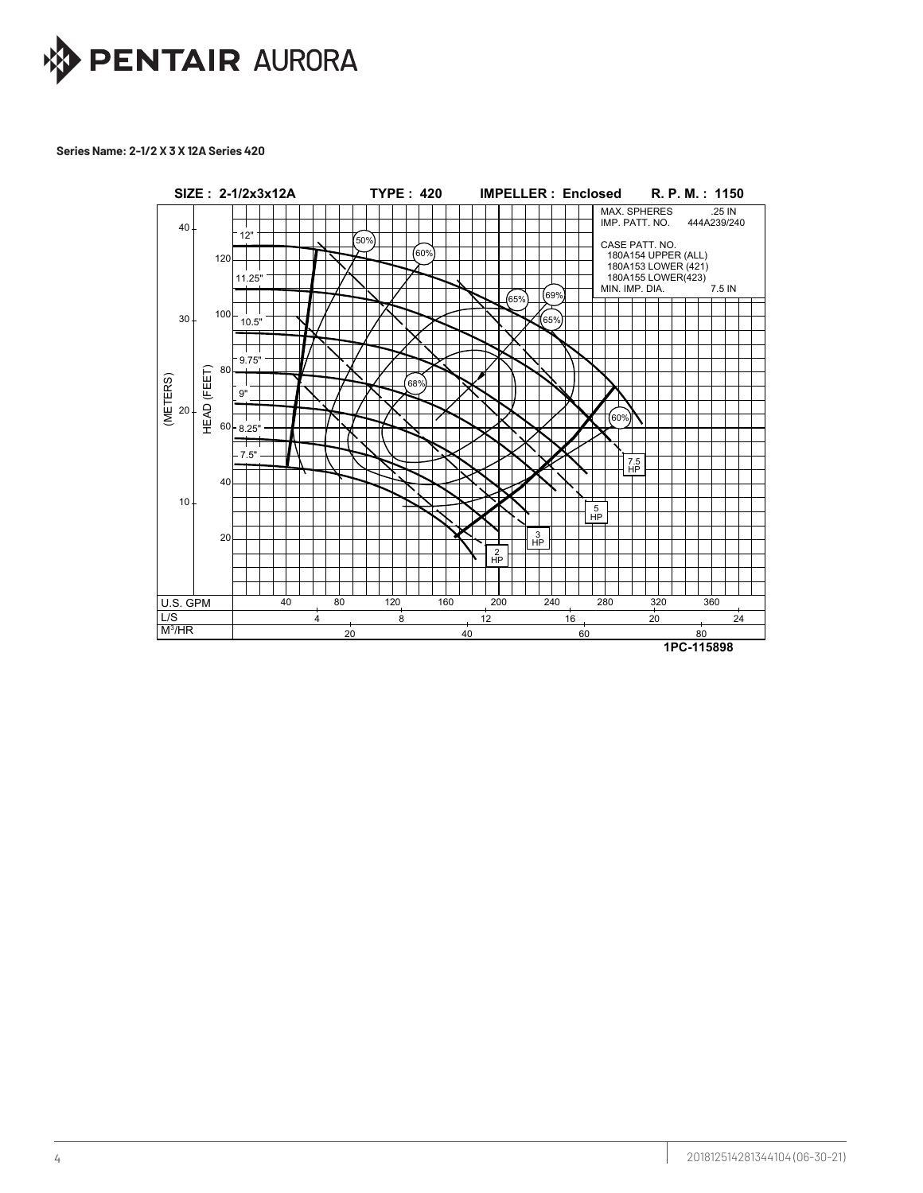**Series Name: 2-1/2 X 3 X 12A Series 420**

SIZE : 2-1/2x3x12A TYPE : 420 IMPELLER : Enclosed R. P. M. : 1150

MAX. SPHERES .25 IN
IMP. PATT. NO. 444A239/240

CASE PATT. NO.
180A154 UPPER (ALL)
180A153 LOWER (421)
180A155 LOWER(423)
MIN. IMP. DIA. 7.5 IN

1PC-115898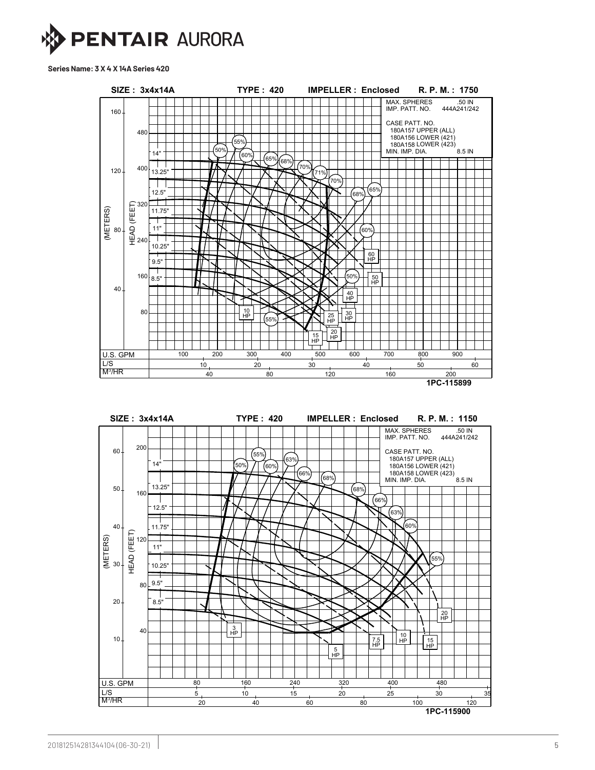# PENTAIR AURORA

**Series Name: 3 X 4 X 14A Series 420**

SIZE : 3x4x14A TYPE : 420 IMPELLER : Enclosed R. P. M. : 1750

MAX. SPHERES .50 IN
IMP. PATT. NO. 444A241/242

CASE PATT. NO.
180A157 UPPER (ALL)
180A156 LOWER (421)
180A158 LOWER (423)
MIN. IMP. DIA. 8.5 IN

1PC-115899

SIZE : 3x4x14A TYPE : 420 IMPELLER : Enclosed R. P. M. : 1150

MAX. SPHERES .50 IN
IMP. PATT. NO. 444A241/242

CASE PATT. NO.
180A157 UPPER (ALL)
180A156 LOWER (421)
180A158 LOWER (423)
MIN. IMP. DIA. 8.5 IN

1PC-115900

20181251428134410​4 (06-30-21)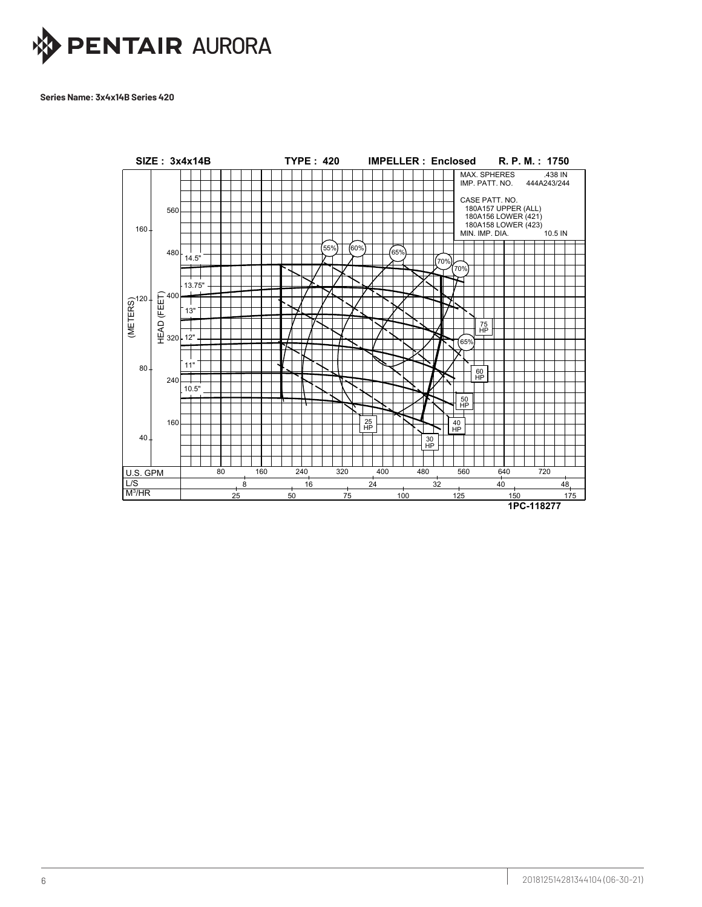**Series Name: 3x4x14B Series 420**

**SIZE : 3x4x14B** **TYPE : 420** **IMPELLER : Enclosed** **R. P. M. : 1750**

MAX. SPHERES .438 IN
IMP. PATT. NO. 444A243/244

CASE PATT. NO.
180A157 UPPER (ALL)
180A156 LOWER (421)
180A158 LOWER (423)
MIN. IMP. DIA. 10.5 IN

Impeller diameters: 14.5", 13.75", 13", 12", 11", 10.5"

Efficiency: 55%, 60%, 65%, 70%, 70%, 65%

Power: 25 HP, 30 HP, 40 HP, 50 HP, 60 HP, 75 HP

(METERS): 40, 80, 120, 160

HEAD (FEET): 160, 240, 320, 400, 480, 560

U.S. GPM: 80, 160, 240, 320, 400, 480, 560, 640, 720

L/S: 8, 16, 24, 32, 40, 48

$M^3$/HR: 25, 50, 75, 100, 125, 150, 175

**1PC-118277**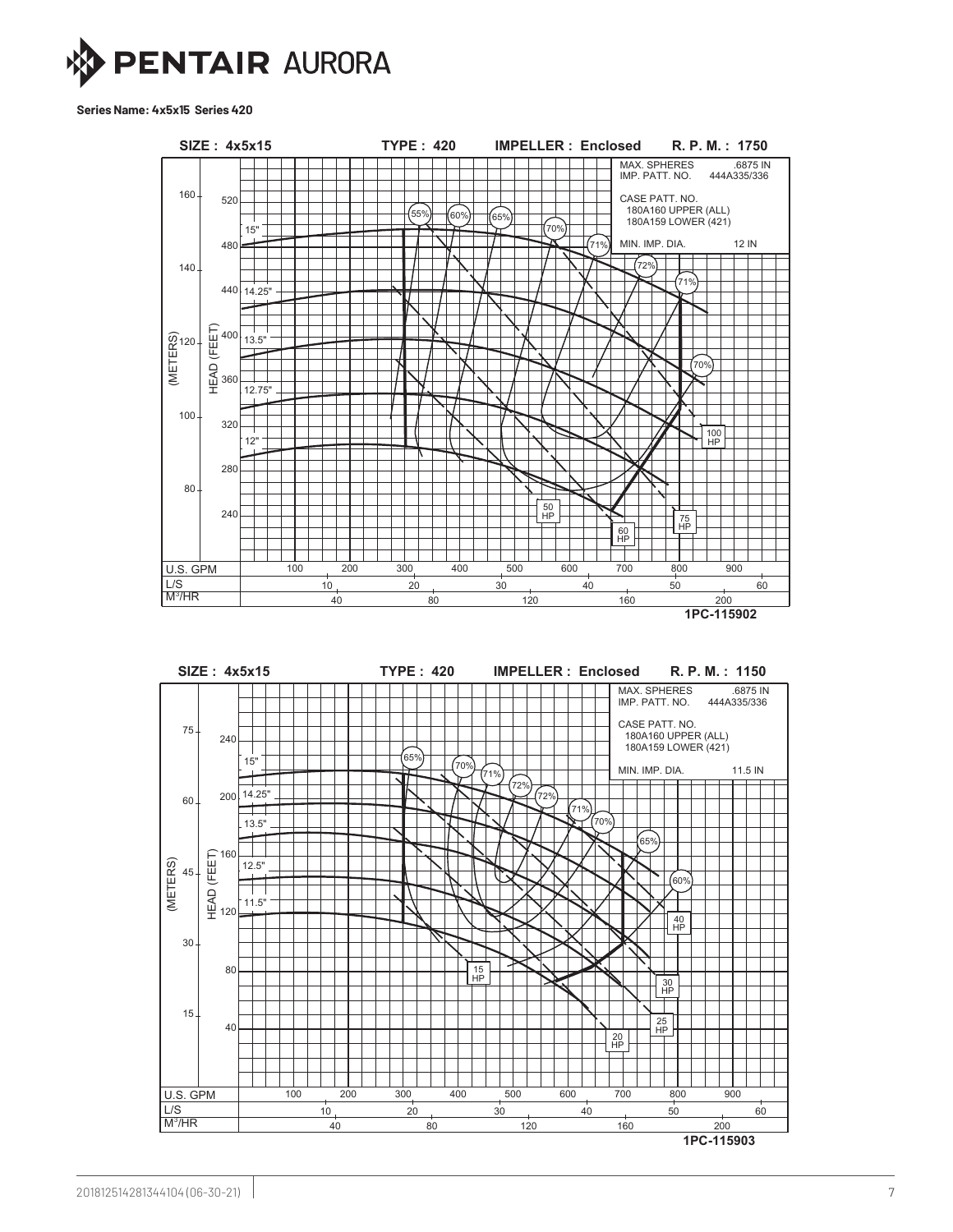**Series Name: 4x5x15 Series 420**

SIZE : 4x5x15 TYPE : 420 IMPELLER : Enclosed R. P. M. : 1750

MAX. SPHERES .6875 IN
IMP. PATT. NO. 444A335/336

CASE PATT. NO.
180A160 UPPER (ALL)
180A159 LOWER (421)

MIN. IMP. DIA. 12 IN

15"
14.25"
13.5"
12.75"
12"

55% 60% 65% 70% 71% 72% 71% 70%

50 HP
60 HP
75 HP
100 HP

(METERS) 80 100 120 140 160
HEAD (FEET) 240 280 320 360 400 440 480 520

U.S. GPM 100 200 300 400 500 600 700 800 900
L/S 10 20 30 40 50 60
M³/HR 40 80 120 160 200

1PC-115902

SIZE : 4x5x15 TYPE : 420 IMPELLER : Enclosed R. P. M. : 1150

MAX. SPHERES .6875 IN
IMP. PATT. NO. 444A335/336

CASE PATT. NO.
180A160 UPPER (ALL)
180A159 LOWER (421)

MIN. IMP. DIA. 11.5 IN

15"
14.25"
13.5"
12.5"
11.5"

65% 70% 71% 72% 72% 71% 70% 65% 60%

15 HP
20 HP
25 HP
30 HP
40 HP

(METERS) 15 30 45 60 75
HEAD (FEET) 40 80 120 160 200 240

U.S. GPM 100 200 300 400 500 600 700 800 900
L/S 10 20 30 40 50 60
M³/HR 40 80 120 160 200

1PC-115903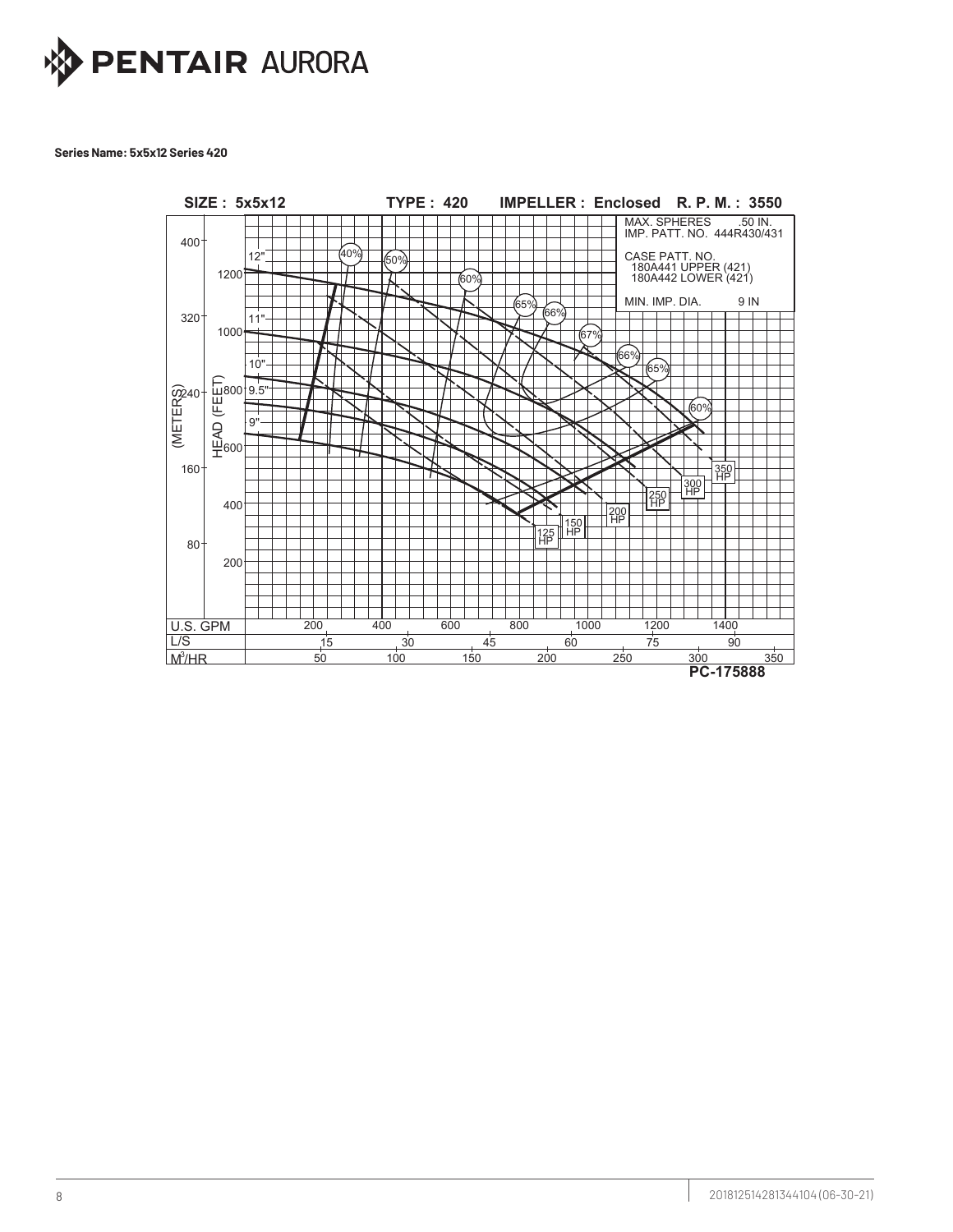**Series Name: 5x5x12 Series 420**

SIZE : 5x5x12 TYPE : 420 IMPELLER : Enclosed R. P. M. : 3550

MAX. SPHERES .50 IN.
IMP. PATT. NO. 444R430/431

CASE PATT. NO.
180A441 UPPER (421)
180A442 LOWER (421)

MIN. IMP. DIA. 9 IN

12"
11"
10"
9.5"
9"

40% 50% 60% 65% 66% 67% 66% 65% 60%

125 HP 150 HP 200 HP 250 HP 300 HP 350 HP

HEAD (FEET): 200 400 600 800 1000 1200

(METERS): 80 160 240 320 400

| U.S. GPM | 200 | 400 | 600 | 800 | 1000 | 1200 | 1400 | |
|---|---|---|---|---|---|---|---|---|
| L/S | 15 | 30 | 45 | 60 | 75 | 90 | | |
| M³/HR | 50 | 100 | 150 | 200 | 250 | 300 | 350 | |

PC-175888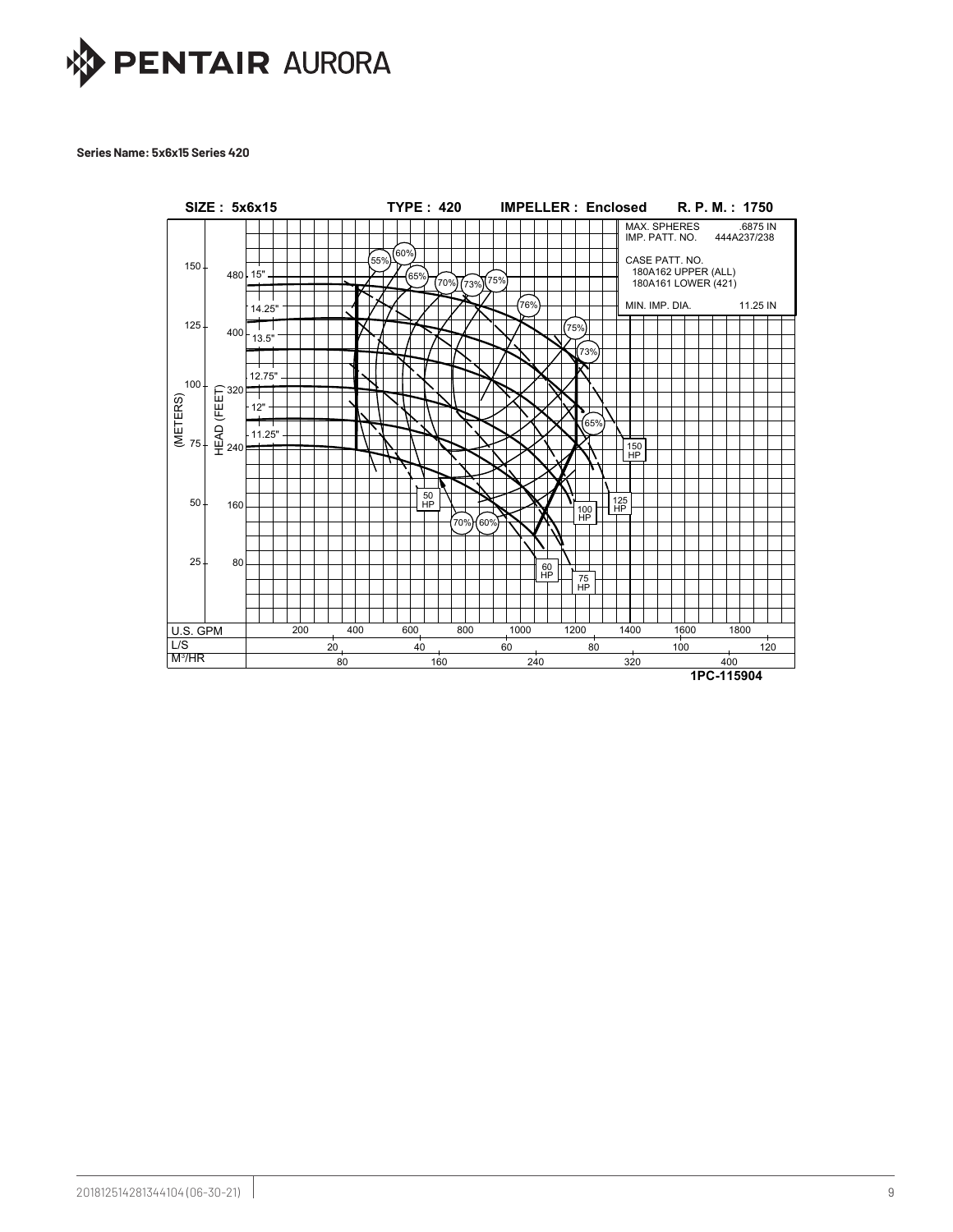**Series Name: 5x6x15 Series 420**

SIZE : 5x6x15 TYPE : 420 IMPELLER : Enclosed R. P. M. : 1750

MAX. SPHERES .6875 IN
IMP. PATT. NO. 444A237/238

CASE PATT. NO.
180A162 UPPER (ALL)
180A161 LOWER (421)

MIN. IMP. DIA. 11.25 IN

1PC-115904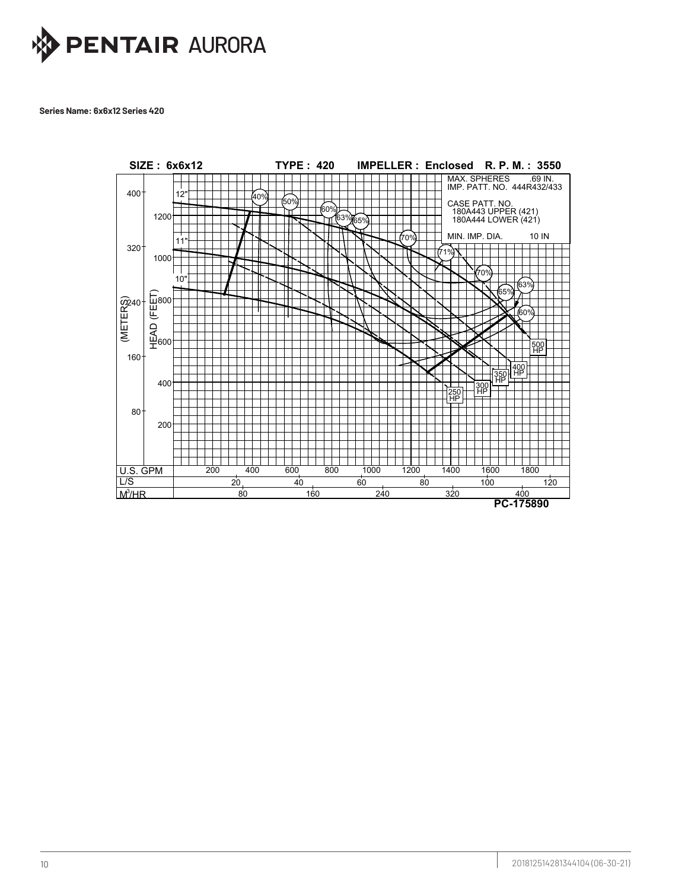**Series Name: 6x6x12 Series 420**

**SIZE : 6x6x12 TYPE : 420 IMPELLER : Enclosed R. P. M. : 3550**

MAX. SPHERES .69 IN.
IMP. PATT. NO. 444R432/433

CASE PATT. NO.
180A443 UPPER (421)
180A444 LOWER (421)

MIN. IMP. DIA. 10 IN

12" 11" 10"

40% 50% 60% 63% 65% 70% 71% 70% 65% 63% 60%

250 HP 300 HP 350 HP 400 HP 500 HP

(METERS) 80 160 240 320 400

HEAD (FEET) 200 400 600 800 1000 1200

U.S. GPM 200 400 600 800 1000 1200 1400 1600 1800

L/S 20 40 60 80 100 120

$M^3$/HR 80 160 240 320 400

**PC-175890**

201812514281344104 (06-30-21)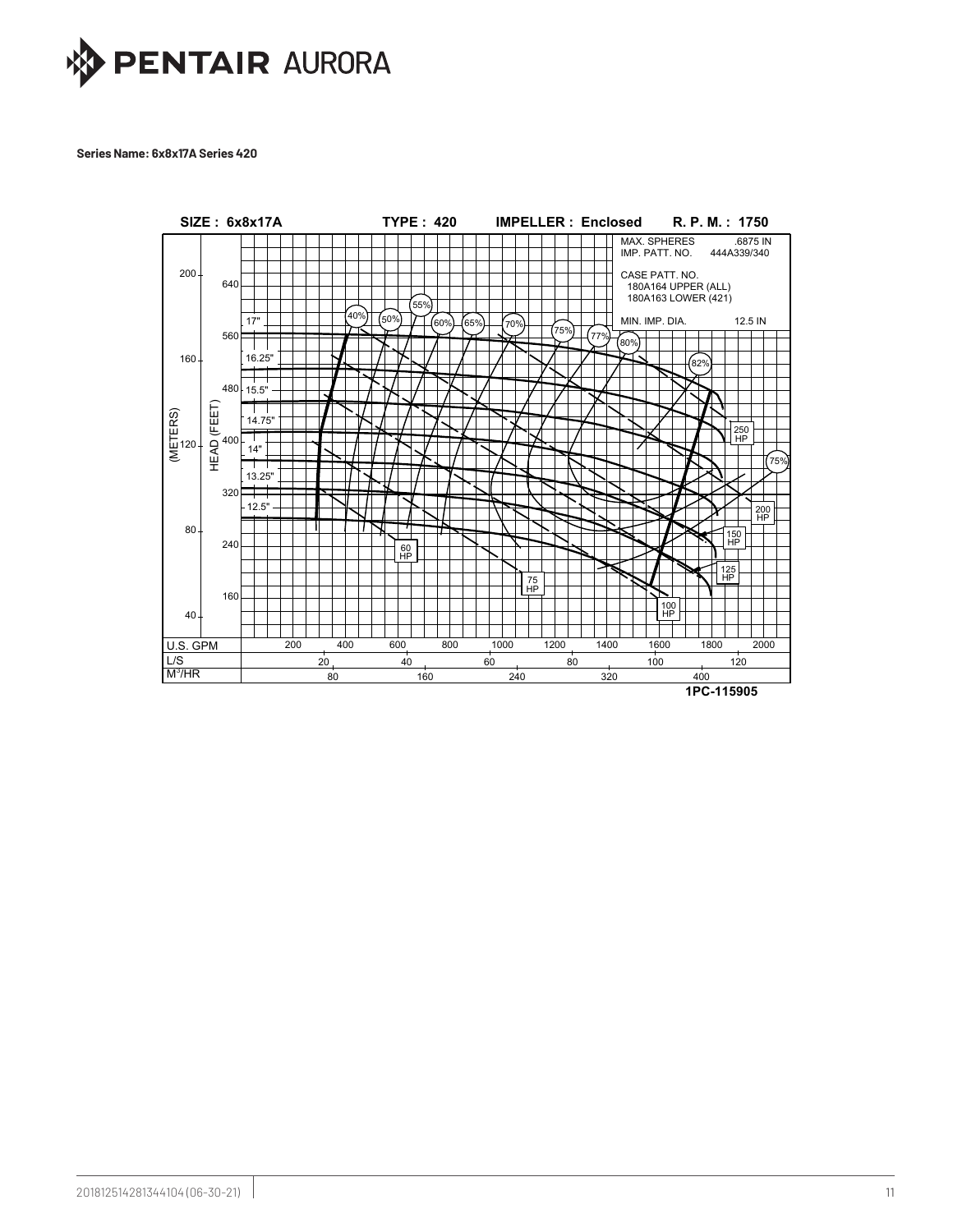**Series Name: 6x8x17A Series 420**

SIZE : 6x8x17A TYPE : 420 IMPELLER : Enclosed R. P. M. : 1750

MAX. SPHERES .6875 IN
IMP. PATT. NO. 444A339/340

CASE PATT. NO.
180A164 UPPER (ALL)
180A163 LOWER (421)

MIN. IMP. DIA. 12.5 IN

1PC-115905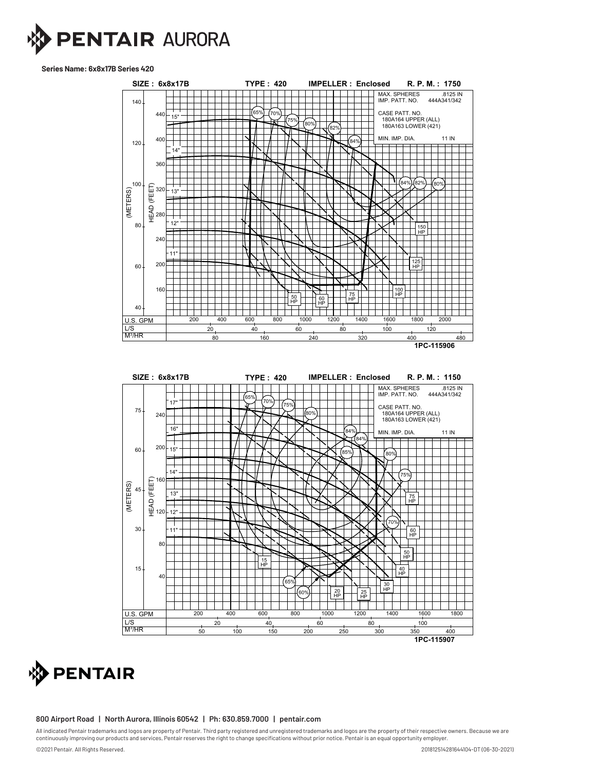# PENTAIR AURORA

**Series Name: 6x8x17B Series 420**

SIZE : 6x8x17B TYPE : 420 IMPELLER : Enclosed R. P. M. : 1750

MAX. SPHERES .8125 IN
IMP. PATT. NO. 444A341/342

CASE PATT. NO.
180A164 UPPER (ALL)
180A163 LOWER (421)

MIN. IMP. DIA. 11 IN

15"
14"
13"
12"
11"

65% 70% 75% 80% 82% 84%
84% 82% 80%

150 HP
125 HP
100 HP
75 HP
60 HP
50 HP

(METERS) 40 60 80 100 120 140
HEAD (FEET) 160 200 240 280 320 360 400 440

U.S. GPM 200 400 600 800 1000 1200 1400 1600 1800 2000
L/S 20 40 60 80 100 120
M³/HR 80 160 240 320 400 480

1PC-115906

SIZE : 6x8x17B TYPE : 420 IMPELLER : Enclosed R. P. M. : 1150

MAX. SPHERES .8125 IN
IMP. PATT. NO. 444A341/342

CASE PATT. NO.
180A164 UPPER (ALL)
180A163 LOWER (421)

MIN. IMP. DIA. 11 IN

17"
16"
15"
14"
13"
12"
11"

65% 70% 75% 80% 84% 84% 85% 80% 75% 70% 65% 60%

75 HP
60 HP
50 HP
40 HP
30 HP
25 HP
20 HP
15 HP

(METERS) 15 30 45 60 75
HEAD (FEET) 40 80 120 160 200 240

U.S. GPM 200 400 600 800 1000 1200 1400 1600 1800
L/S 20 40 60 80 100
M³/HR 50 100 150 200 250 300 350 400

1PC-115907

# PENTAIR

800 Airport Road | North Aurora, Illinois 60542 | Ph: 630.859.7000 | pentair.com

All indicated Pentair trademarks and logos are property of Pentair. Third party registered and unregistered trademarks and logos are the property of their respective owners. Because we are continuously improving our products and services, Pentair reserves the right to change specifications without prior notice. Pentair is an equal opportunity employer.

©2021 Pentair. All Rights Reserved.

20181251428164104-DT (06-30-2021)